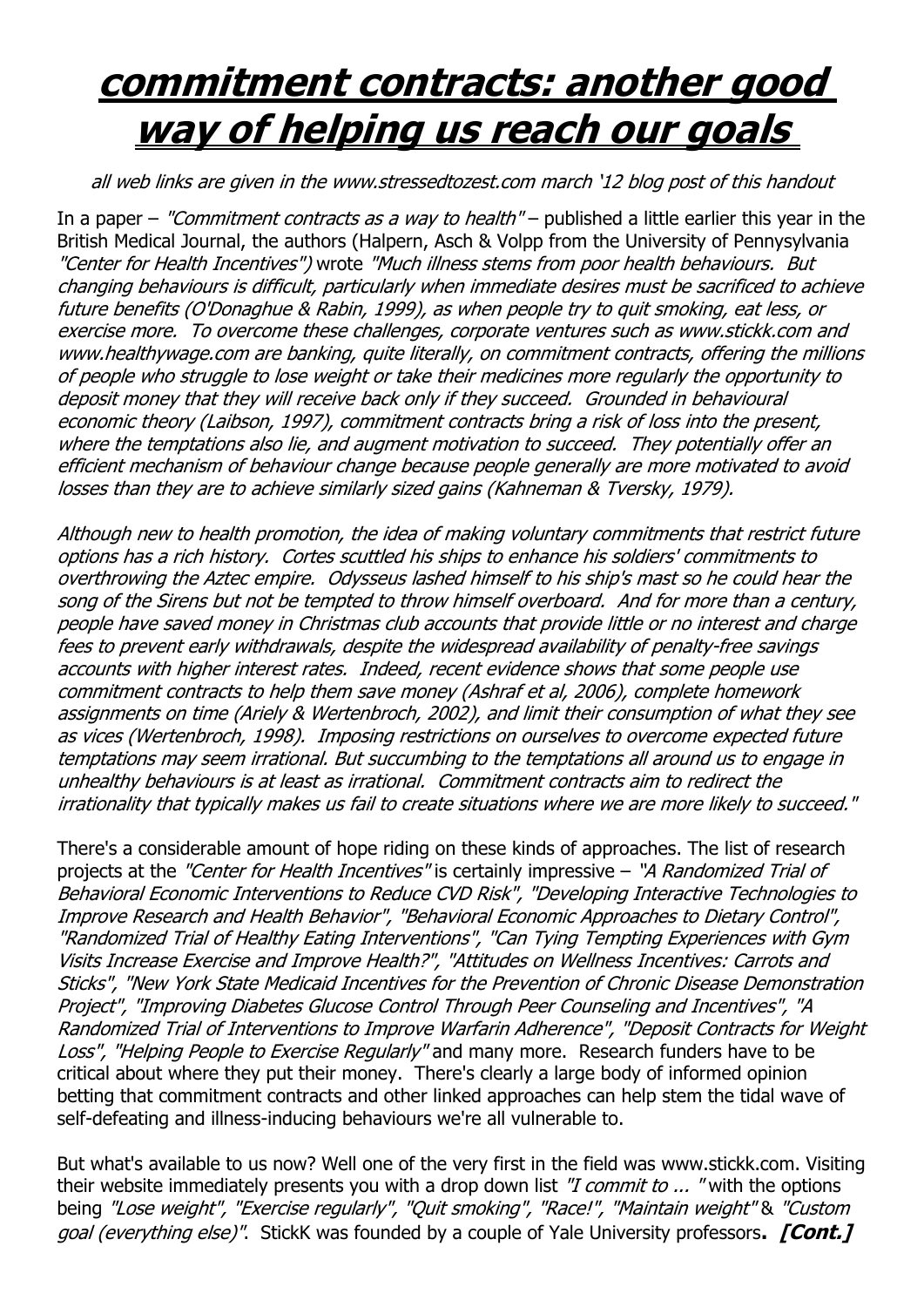# commitment contracts: another good way of helping us reach our goals

*all web links are given in the www.stressedtozest.com march '12 blog post of this handout*

In a paper – *"Commitment contracts as a way to health"* – published a little earlier this year in the British Medical Journal, the authors (Halpern, Asch & Volpp from the University of Pennsylvania *"Center for Health Incentives")* wrote *"Much illness stems from poor health behaviours. But changing behaviours is difficult, particularly when immediate desires must be sacrificed to achieve future benefits (O'Donaghue & Rabin, 1999), as when people try to quit smoking, eat less, or exercise more. To overcome these challenges, corporate ventures such as www.stickk.com and www.healthywage.com are banking, quite literally, on commitment contracts, offering the millions of people who struggle to lose weight or take their medicines more regularly the opportunity to deposit money that they will receive back only if they succeed. Grounded in behavioural economic theory (Laibson, 1997), commitment contracts bring a risk of loss into the present, where the temptations also lie, and augment motivation to succeed. They potentially offer an efficient mechanism of behaviour change because people generally are more motivated to avoid losses than they are to achieve similarly sized gains (Kahneman & Tversky, 1979).*

*Although new to health promotion, the idea of making voluntary commitments that restrict future options has a rich history. Cortes scuttled his ships to enhance his soldiers' commitments to overthrowing the Aztec empire. Odysseus lashed himself to his ship's mast so he could hear the song of the Sirens but not be tempted to throw himself overboard. And for more than a century, people have saved money in Christmas club accounts that provide little or no interest and charge fees to prevent early withdrawals, despite the widespread availability of penalty-free savings accounts with higher interest rates. Indeed, recent evidence shows that some people use commitment contracts to help them save money (Ashraf et al, 2006), complete homework assignments on time (Ariely & Wertenbroch, 2002), and limit their consumption of what they see as vices (Wertenbroch, 1998). Imposing restrictions on ourselves to overcome expected future temptations may seem irrational. But succumbing to the temptations all around us to engage in unhealthy behaviours is at least as irrational. Commitment contracts aim to redirect the irrationality that typically makes us fail to create situations where we are more likely to succeed."*

There's a considerable amount of hope riding on these kinds of approaches. The list of research projects at the *"Center for Health Incentives"* is certainly impressive – *"A Randomized Trial of Behavioral Economic Interventions to Reduce CVD Risk", "Developing Interactive Technologies to Improve Research and Health Behavior", "Behavioral Economic Approaches to Dietary Control", "Randomized Trial of Healthy Eating Interventions", "Can Tying Tempting Experiences with Gym Visits Increase Exercise and Improve Health?", "Attitudes on Wellness Incentives: Carrots and Sticks", "New York State Medicaid Incentives for the Prevention of Chronic Disease Demonstration Project", "Improving Diabetes Glucose Control Through Peer Counseling and Incentives", "A Randomized Trial of Interventions to Improve Warfarin Adherence", "Deposit Contracts for Weight Loss", "Helping People to Exercise Regularly"* and many more. Research funders have to be critical about where they put their money. There's clearly a large body of informed opinion betting that commitment contracts and other linked approaches can help stem the tidal wave of self-defeating and illness-inducing behaviours we're all vulnerable to.

But what's available to us now? Well one of the very first in the field was www.stickk.com. Visiting their website immediately presents you with a drop down list *"I commit to ... "* with the options being *"Lose weight", "Exercise regularly", "Quit smoking", "Race!", "Maintain weight"* & *"Custom goal (everything else)"*. StickK was founded by a couple of Yale University professors**. *[Cont.]***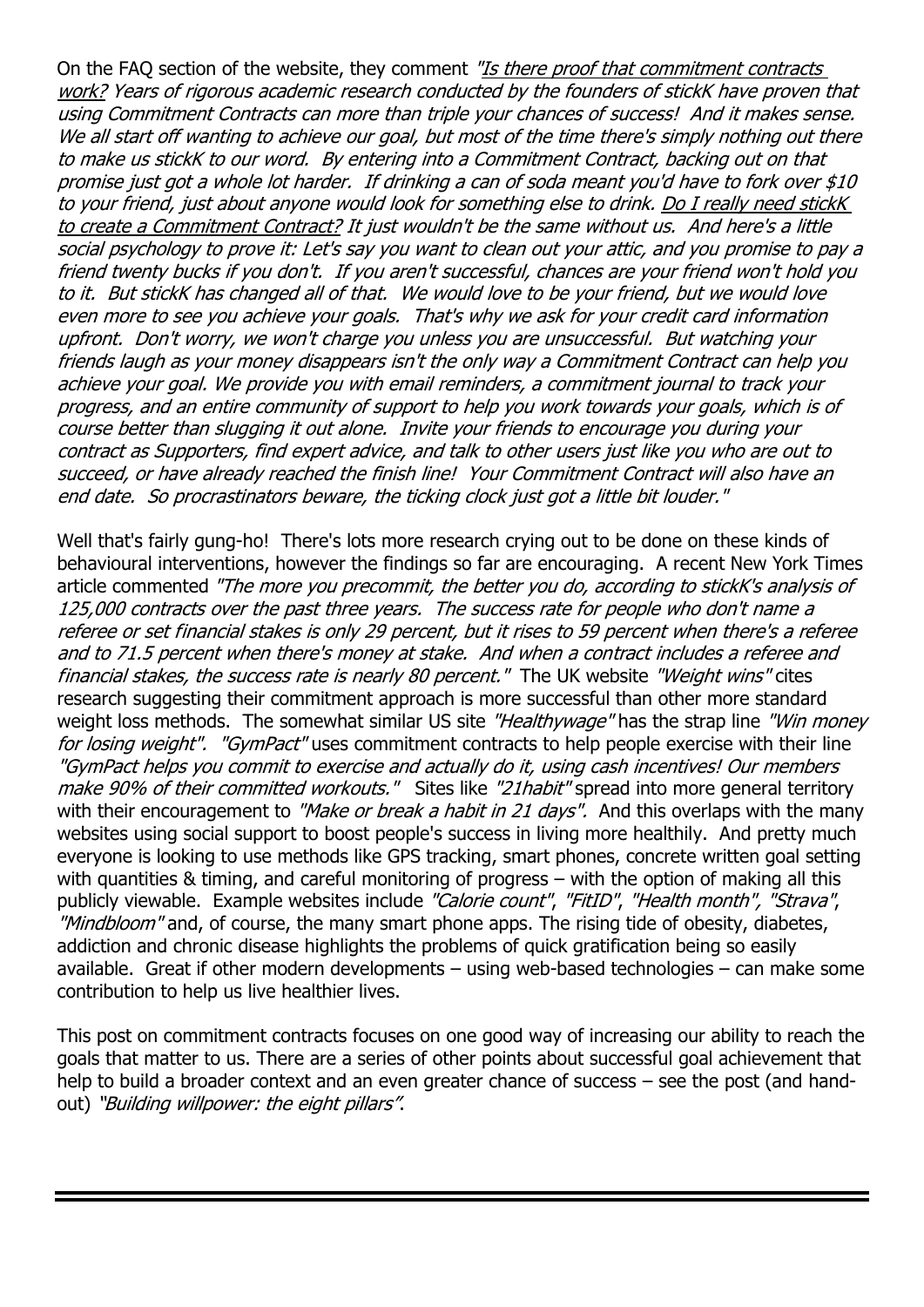On the FAQ section of the website, they comment *"<u>Is there proof that commitment contracts work?</u> Years of rigorous academic research conducted by the founders of stickK have proven that using Commitment Contracts can more than triple your chances of success! And it makes sense. We all start off wanting to achieve our goal, but most of the time there's simply nothing out there to make us stickK to our word. By entering into a Commitment Contract, backing out on that promise just got a whole lot harder. If drinking a can of soda meant you'd have to fork over $10 to your friend, just about anyone would look for something else to drink. <u>Do I really need stickK to create a Commitment Contract?</u> It just wouldn't be the same without us. And here's a little social psychology to prove it: Let's say you want to clean out your attic, and you promise to pay a friend twenty bucks if you don't. If you aren't successful, chances are your friend won't hold you to it. But stickK has changed all of that. We would love to be your friend, but we would love even more to see you achieve your goals. That's why we ask for your credit card information upfront. Don't worry, we won't charge you unless you are unsuccessful. But watching your friends laugh as your money disappears isn't the only way a Commitment Contract can help you achieve your goal. We provide you with email reminders, a commitment journal to track your progress, and an entire community of support to help you work towards your goals, which is of course better than slugging it out alone. Invite your friends to encourage you during your contract as Supporters, find expert advice, and talk to other users just like you who are out to succeed, or have already reached the finish line! Your Commitment Contract will also have an end date. So procrastinators beware, the ticking clock just got a little bit louder."*

Well that's fairly gung-ho! There's lots more research crying out to be done on these kinds of behavioural interventions, however the findings so far are encouraging. A recent New York Times article commented *"The more you precommit, the better you do, according to stickK's analysis of 125,000 contracts over the past three years. The success rate for people who don't name a referee or set financial stakes is only 29 percent, but it rises to 59 percent when there's a referee and to 71.5 percent when there's money at stake. And when a contract includes a referee and financial stakes, the success rate is nearly 80 percent."* The UK website *"Weight wins"* cites research suggesting their commitment approach is more successful than other more standard weight loss methods. The somewhat similar US site *"Healthywage"* has the strap line *"Win money for losing weight"*. *"GymPact"* uses commitment contracts to help people exercise with their line *"GymPact helps you commit to exercise and actually do it, using cash incentives! Our members make 90% of their committed workouts."* Sites like *"21habit"* spread into more general territory with their encouragement to *"Make or break a habit in 21 days"*. And this overlaps with the many websites using social support to boost people's success in living more healthily. And pretty much everyone is looking to use methods like GPS tracking, smart phones, concrete written goal setting with quantities & timing, and careful monitoring of progress – with the option of making all this publicly viewable. Example websites include *"Calorie count"*, *"FitID"*, *"Health month"*, *"Strava"*, *"Mindbloom"* and, of course, the many smart phone apps. The rising tide of obesity, diabetes, addiction and chronic disease highlights the problems of quick gratification being so easily available. Great if other modern developments – using web-based technologies – can make some contribution to help us live healthier lives.

This post on commitment contracts focuses on one good way of increasing our ability to reach the goals that matter to us. There are a series of other points about successful goal achievement that help to build a broader context and an even greater chance of success – see the post (and hand-out) *"Building willpower: the eight pillars"*.